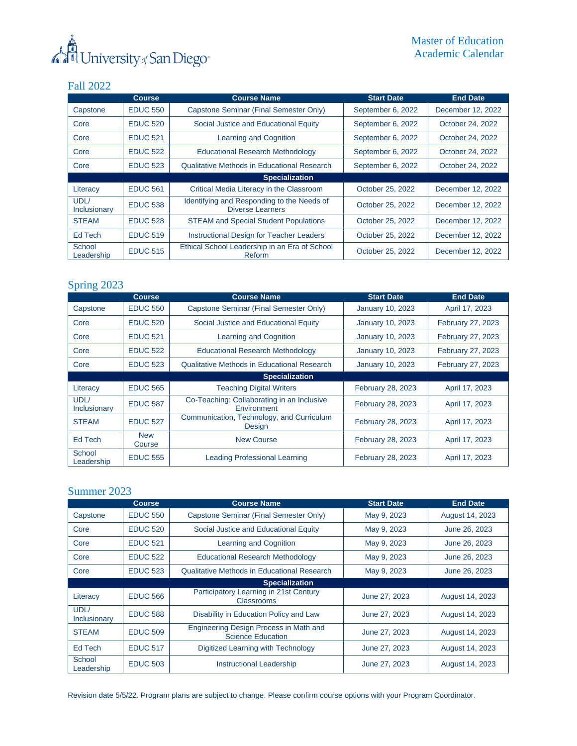University of San Diego

# Master of Education Academic Calendar

## Fall 2022

| | Course | Course Name | Start Date | End Date |
|---|---|---|---|---|
| Capstone | EDUC 550 | Capstone Seminar (Final Semester Only) | September 6, 2022 | December 12, 2022 |
| Core | EDUC 520 | Social Justice and Educational Equity | September 6, 2022 | October 24, 2022 |
| Core | EDUC 521 | Learning and Cognition | September 6, 2022 | October 24, 2022 |
| Core | EDUC 522 | Educational Research Methodology | September 6, 2022 | October 24, 2022 |
| Core | EDUC 523 | Qualitative Methods in Educational Research | September 6, 2022 | October 24, 2022 |
| **Specialization** | | | | |
| Literacy | EDUC 561 | Critical Media Literacy in the Classroom | October 25, 2022 | December 12, 2022 |
| UDL/ Inclusionary | EDUC 538 | Identifying and Responding to the Needs of Diverse Learners | October 25, 2022 | December 12, 2022 |
| STEAM | EDUC 528 | STEAM and Special Student Populations | October 25, 2022 | December 12, 2022 |
| Ed Tech | EDUC 519 | Instructional Design for Teacher Leaders | October 25, 2022 | December 12, 2022 |
| School Leadership | EDUC 515 | Ethical School Leadership in an Era of School Reform | October 25, 2022 | December 12, 2022 |

## Spring 2023

| | Course | Course Name | Start Date | End Date |
|---|---|---|---|---|
| Capstone | EDUC 550 | Capstone Seminar (Final Semester Only) | January 10, 2023 | April 17, 2023 |
| Core | EDUC 520 | Social Justice and Educational Equity | January 10, 2023 | February 27, 2023 |
| Core | EDUC 521 | Learning and Cognition | January 10, 2023 | February 27, 2023 |
| Core | EDUC 522 | Educational Research Methodology | January 10, 2023 | February 27, 2023 |
| Core | EDUC 523 | Qualitative Methods in Educational Research | January 10, 2023 | February 27, 2023 |
| **Specialization** | | | | |
| Literacy | EDUC 565 | Teaching Digital Writers | February 28, 2023 | April 17, 2023 |
| UDL/ Inclusionary | EDUC 587 | Co-Teaching: Collaborating in an Inclusive Environment | February 28, 2023 | April 17, 2023 |
| STEAM | EDUC 527 | Communication, Technology, and Curriculum Design | February 28, 2023 | April 17, 2023 |
| Ed Tech | New Course | New Course | February 28, 2023 | April 17, 2023 |
| School Leadership | EDUC 555 | Leading Professional Learning | February 28, 2023 | April 17, 2023 |

## Summer 2023

| | Course | Course Name | Start Date | End Date |
|---|---|---|---|---|
| Capstone | EDUC 550 | Capstone Seminar (Final Semester Only) | May 9, 2023 | August 14, 2023 |
| Core | EDUC 520 | Social Justice and Educational Equity | May 9, 2023 | June 26, 2023 |
| Core | EDUC 521 | Learning and Cognition | May 9, 2023 | June 26, 2023 |
| Core | EDUC 522 | Educational Research Methodology | May 9, 2023 | June 26, 2023 |
| Core | EDUC 523 | Qualitative Methods in Educational Research | May 9, 2023 | June 26, 2023 |
| **Specialization** | | | | |
| Literacy | EDUC 566 | Participatory Learning in 21st Century Classrooms | June 27, 2023 | August 14, 2023 |
| UDL/ Inclusionary | EDUC 588 | Disability in Education Policy and Law | June 27, 2023 | August 14, 2023 |
| STEAM | EDUC 509 | Engineering Design Process in Math and Science Education | June 27, 2023 | August 14, 2023 |
| Ed Tech | EDUC 517 | Digitized Learning with Technology | June 27, 2023 | August 14, 2023 |
| School Leadership | EDUC 503 | Instructional Leadership | June 27, 2023 | August 14, 2023 |

Revision date 5/5/22. Program plans are subject to change. Please confirm course options with your Program Coordinator.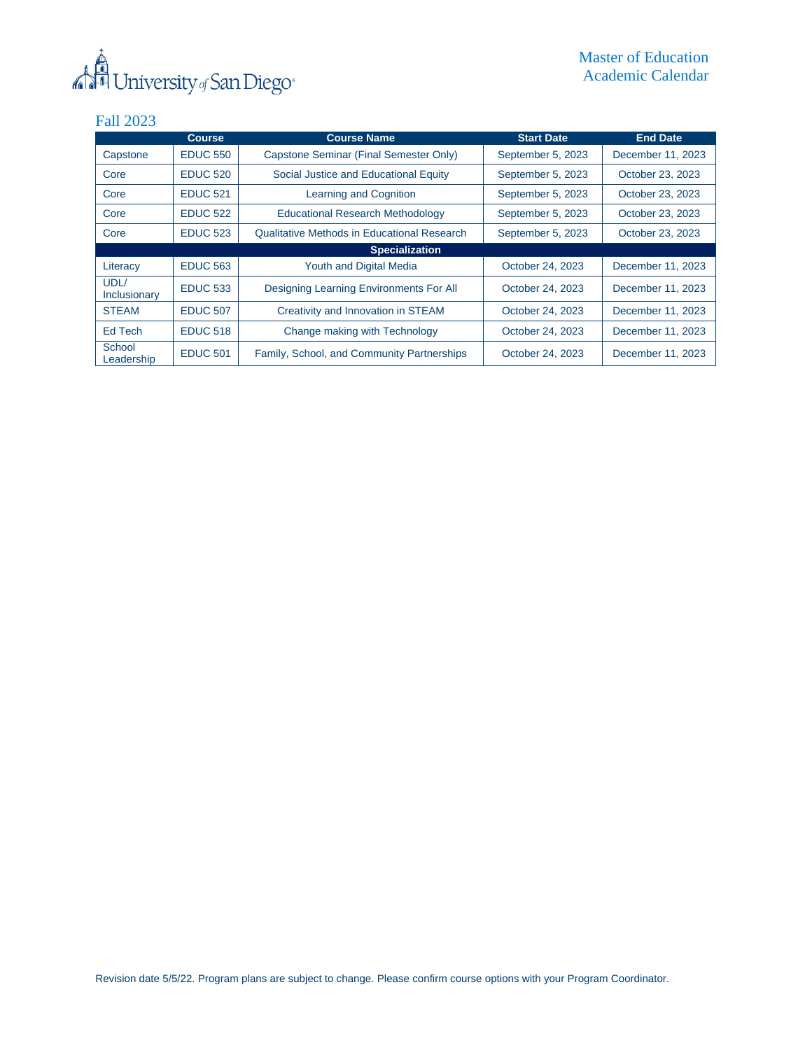Master of Education
Academic Calendar

## Fall 2023

| | Course | Course Name | Start Date | End Date |
|---|---|---|---|---|
| Capstone | EDUC 550 | Capstone Seminar (Final Semester Only) | September 5, 2023 | December 11, 2023 |
| Core | EDUC 520 | Social Justice and Educational Equity | September 5, 2023 | October 23, 2023 |
| Core | EDUC 521 | Learning and Cognition | September 5, 2023 | October 23, 2023 |
| Core | EDUC 522 | Educational Research Methodology | September 5, 2023 | October 23, 2023 |
| Core | EDUC 523 | Qualitative Methods in Educational Research | September 5, 2023 | October 23, 2023 |
| **Specialization** | | | | |
| Literacy | EDUC 563 | Youth and Digital Media | October 24, 2023 | December 11, 2023 |
| UDL/ Inclusionary | EDUC 533 | Designing Learning Environments For All | October 24, 2023 | December 11, 2023 |
| STEAM | EDUC 507 | Creativity and Innovation in STEAM | October 24, 2023 | December 11, 2023 |
| Ed Tech | EDUC 518 | Change making with Technology | October 24, 2023 | December 11, 2023 |
| School Leadership | EDUC 501 | Family, School, and Community Partnerships | October 24, 2023 | December 11, 2023 |

Revision date 5/5/22. Program plans are subject to change. Please confirm course options with your Program Coordinator.